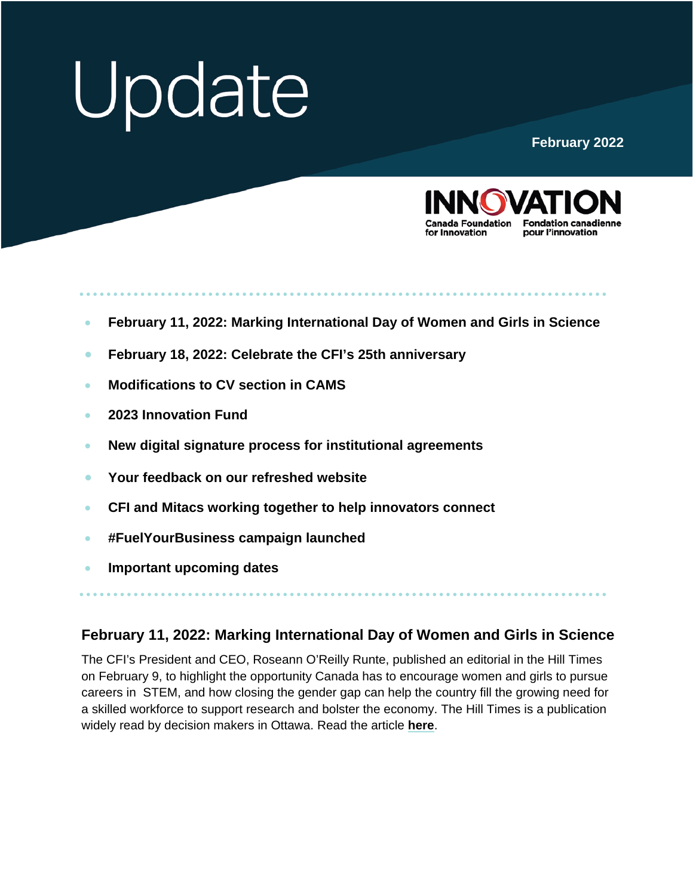# Update

February 2022

INNOVATION
Canada Foundation for Innovation | Fondation canadienne pour l'innovation

- **February 11, 2022: Marking International Day of Women and Girls in Science**
- **February 18, 2022: Celebrate the CFI's 25th anniversary**
- **Modifications to CV section in CAMS**
- **2023 Innovation Fund**
- **New digital signature process for institutional agreements**
- **Your feedback on our refreshed website**
- **CFI and Mitacs working together to help innovators connect**
- **#FuelYourBusiness campaign launched**
- **Important upcoming dates**

## February 11, 2022: Marking International Day of Women and Girls in Science

The CFI's President and CEO, Roseann O'Reilly Runte, published an editorial in the Hill Times on February 9, to highlight the opportunity Canada has to encourage women and girls to pursue careers in STEM, and how closing the gender gap can help the country fill the growing need for a skilled workforce to support research and bolster the economy. The Hill Times is a publication widely read by decision makers in Ottawa. Read the article **here**.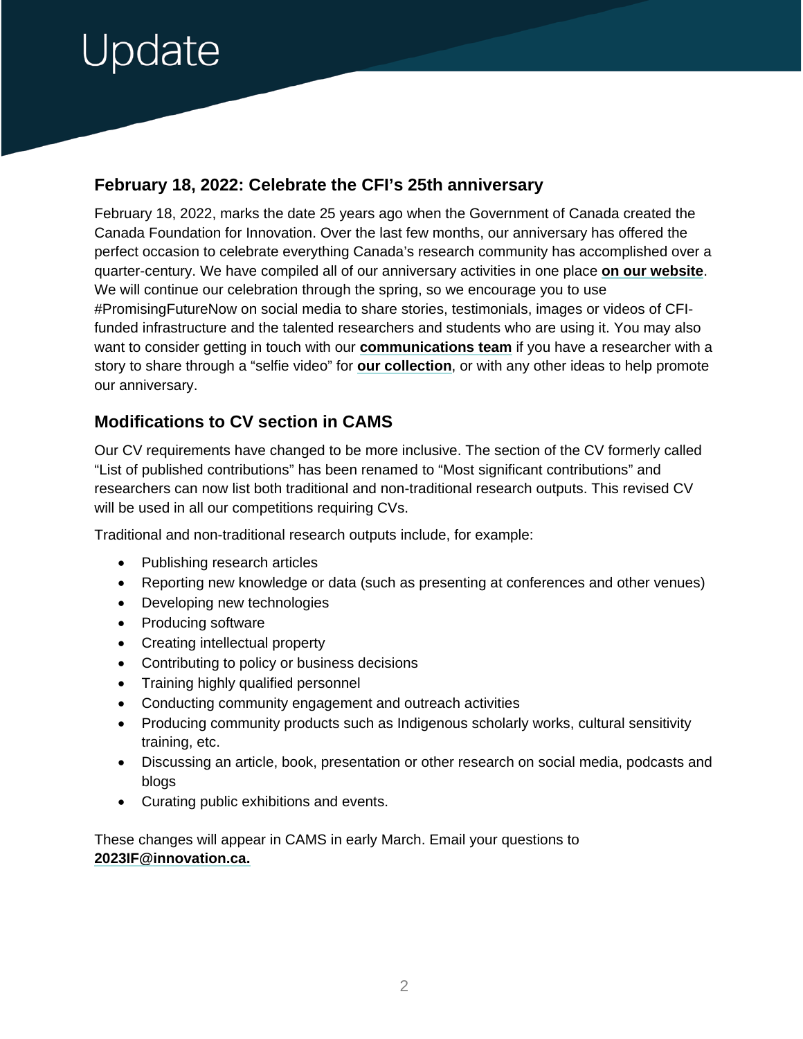# Update

## February 18, 2022: Celebrate the CFI's 25th anniversary

February 18, 2022, marks the date 25 years ago when the Government of Canada created the Canada Foundation for Innovation. Over the last few months, our anniversary has offered the perfect occasion to celebrate everything Canada's research community has accomplished over a quarter-century. We have compiled all of our anniversary activities in one place **on our website**. We will continue our celebration through the spring, so we encourage you to use #PromisingFutureNow on social media to share stories, testimonials, images or videos of CFI-funded infrastructure and the talented researchers and students who are using it. You may also want to consider getting in touch with our **communications team** if you have a researcher with a story to share through a "selfie video" for **our collection**, or with any other ideas to help promote our anniversary.

## Modifications to CV section in CAMS

Our CV requirements have changed to be more inclusive. The section of the CV formerly called "List of published contributions" has been renamed to "Most significant contributions" and researchers can now list both traditional and non-traditional research outputs. This revised CV will be used in all our competitions requiring CVs.

Traditional and non-traditional research outputs include, for example:

- Publishing research articles
- Reporting new knowledge or data (such as presenting at conferences and other venues)
- Developing new technologies
- Producing software
- Creating intellectual property
- Contributing to policy or business decisions
- Training highly qualified personnel
- Conducting community engagement and outreach activities
- Producing community products such as Indigenous scholarly works, cultural sensitivity training, etc.
- Discussing an article, book, presentation or other research on social media, podcasts and blogs
- Curating public exhibitions and events.

These changes will appear in CAMS in early March. Email your questions to **2023IF@innovation.ca.**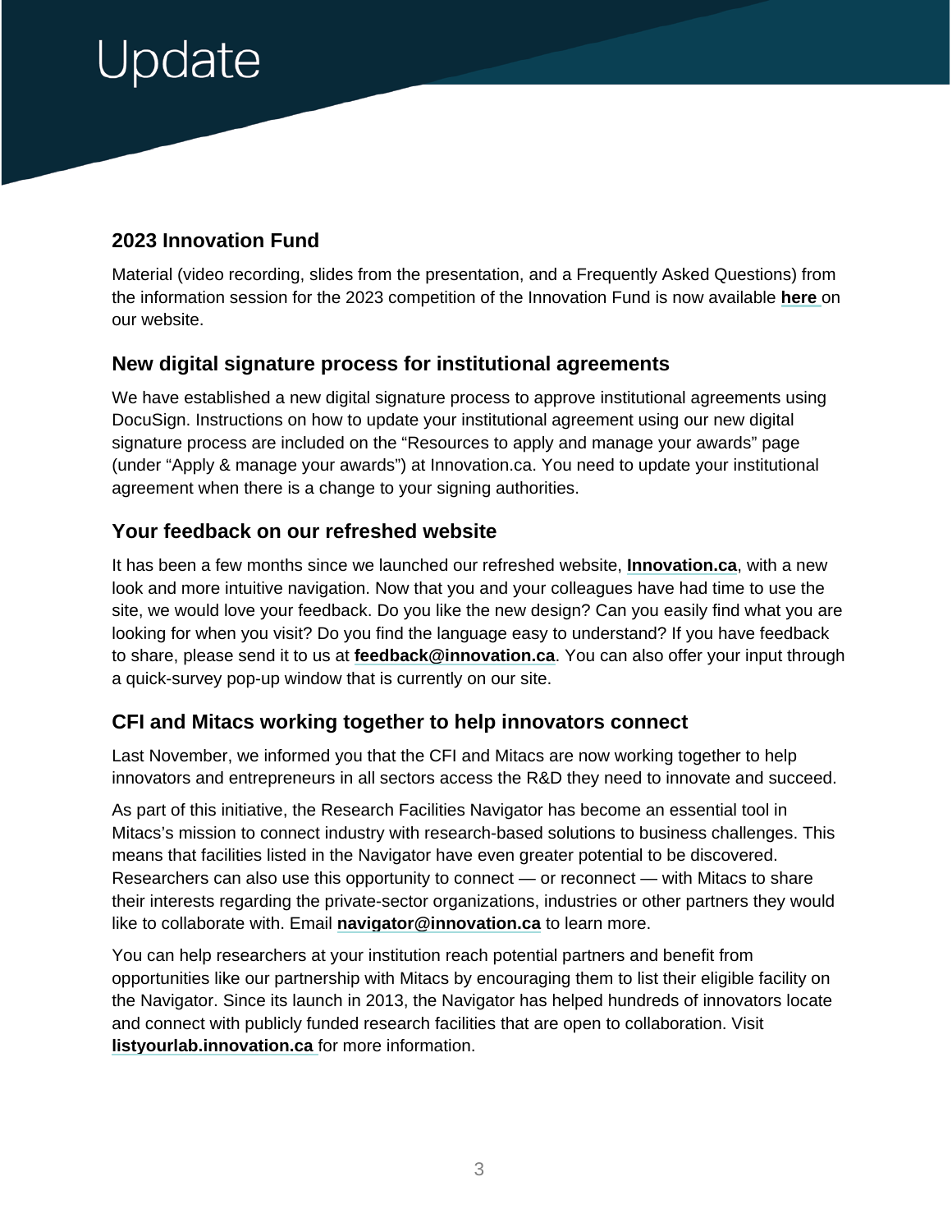# Update

## 2023 Innovation Fund

Material (video recording, slides from the presentation, and a Frequently Asked Questions) from the information session for the 2023 competition of the Innovation Fund is now available **here** on our website.

## New digital signature process for institutional agreements

We have established a new digital signature process to approve institutional agreements using DocuSign. Instructions on how to update your institutional agreement using our new digital signature process are included on the "Resources to apply and manage your awards" page (under "Apply & manage your awards") at Innovation.ca. You need to update your institutional agreement when there is a change to your signing authorities.

## Your feedback on our refreshed website

It has been a few months since we launched our refreshed website, **Innovation.ca**, with a new look and more intuitive navigation. Now that you and your colleagues have had time to use the site, we would love your feedback. Do you like the new design? Can you easily find what you are looking for when you visit? Do you find the language easy to understand? If you have feedback to share, please send it to us at **feedback@innovation.ca**. You can also offer your input through a quick-survey pop-up window that is currently on our site.

## CFI and Mitacs working together to help innovators connect

Last November, we informed you that the CFI and Mitacs are now working together to help innovators and entrepreneurs in all sectors access the R&D they need to innovate and succeed.

As part of this initiative, the Research Facilities Navigator has become an essential tool in Mitacs's mission to connect industry with research-based solutions to business challenges. This means that facilities listed in the Navigator have even greater potential to be discovered. Researchers can also use this opportunity to connect — or reconnect — with Mitacs to share their interests regarding the private-sector organizations, industries or other partners they would like to collaborate with. Email **navigator@innovation.ca** to learn more.

You can help researchers at your institution reach potential partners and benefit from opportunities like our partnership with Mitacs by encouraging them to list their eligible facility on the Navigator. Since its launch in 2013, the Navigator has helped hundreds of innovators locate and connect with publicly funded research facilities that are open to collaboration. Visit **listyourlab.innovation.ca** for more information.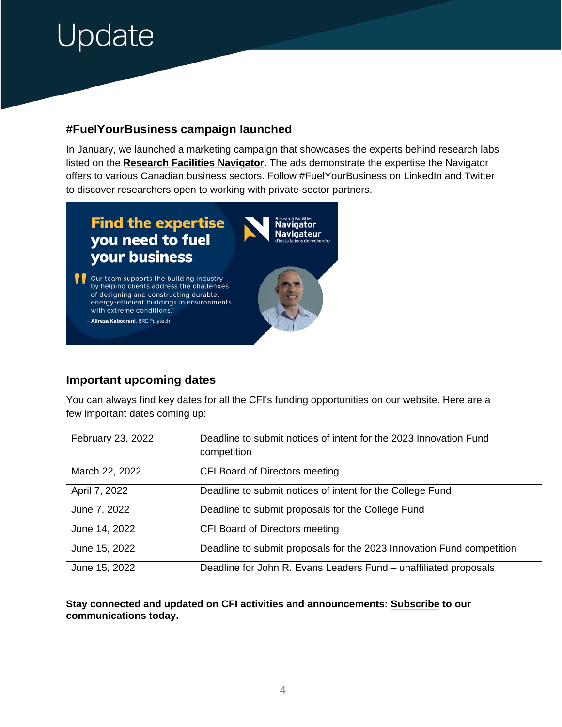# Update

## #FuelYourBusiness campaign launched

In January, we launched a marketing campaign that showcases the experts behind research labs listed on the **Research Facilities Navigator**. The ads demonstrate the expertise the Navigator offers to various Canadian business sectors. Follow #FuelYourBusiness on LinkedIn and Twitter to discover researchers open to working with private-sector partners.

Find the expertise you need to fuel your business

Research Facilities Navigator
Navigateur d'installations de recherche

"Our team supports the building industry by helping clients address the challenges of designing and constructing durable, energy-efficient buildings in environments with extreme conditions."

– **Alireza Kaboorani**, RRC Polytech

## Important upcoming dates

You can always find key dates for all the CFI's funding opportunities on our website. Here are a few important dates coming up:

| | |
|---|---|
| February 23, 2022 | Deadline to submit notices of intent for the 2023 Innovation Fund competition |
| March 22, 2022 | CFI Board of Directors meeting |
| April 7, 2022 | Deadline to submit notices of intent for the College Fund |
| June 7, 2022 | Deadline to submit proposals for the College Fund |
| June 14, 2022 | CFI Board of Directors meeting |
| June 15, 2022 | Deadline to submit proposals for the 2023 Innovation Fund competition |
| June 15, 2022 | Deadline for John R. Evans Leaders Fund – unaffiliated proposals |

**Stay connected and updated on CFI activities and announcements: Subscribe to our communications today.**